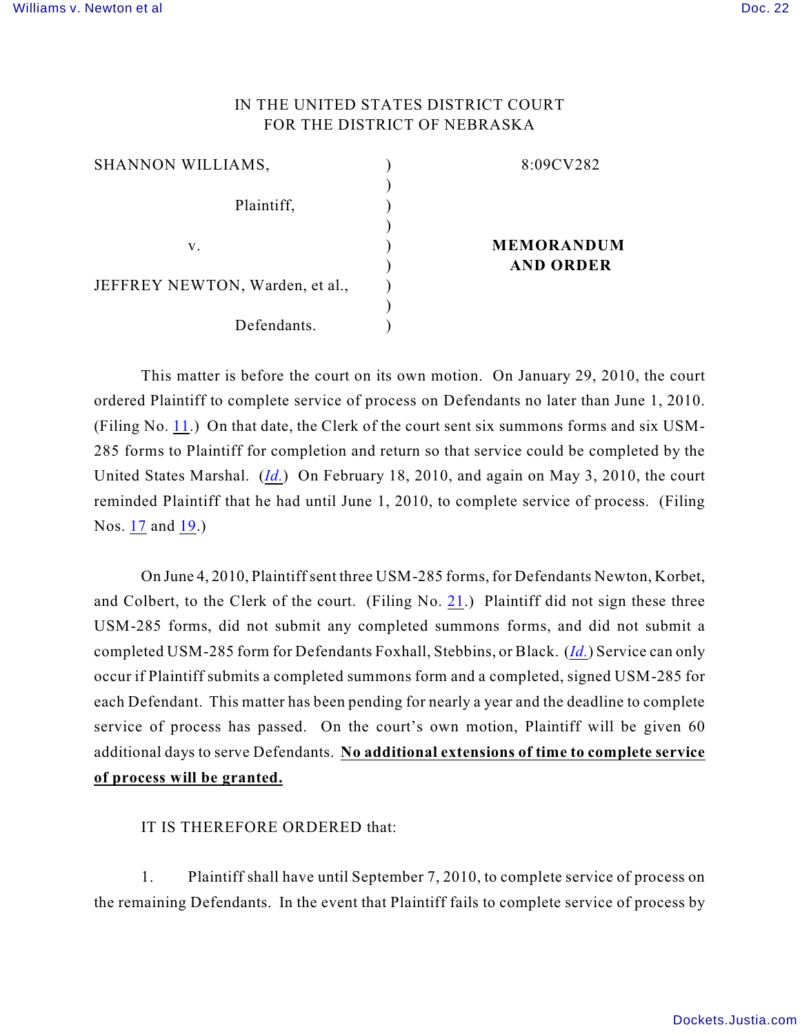IN THE UNITED STATES DISTRICT COURT
FOR THE DISTRICT OF NEBRASKA

| | | |
|---|---|---|
| SHANNON WILLIAMS, | ) | 8:09CV282 |
| | ) | |
| Plaintiff, | ) | |
| | ) | |
| v. | ) | **MEMORANDUM AND ORDER** |
| | ) | |
| JEFFREY NEWTON, Warden, et al., | ) | |
| | ) | |
| Defendants. | ) | |

This matter is before the court on its own motion. On January 29, 2010, the court ordered Plaintiff to complete service of process on Defendants no later than June 1, 2010. (Filing No. 11.) On that date, the Clerk of the court sent six summons forms and six USM-285 forms to Plaintiff for completion and return so that service could be completed by the United States Marshal. (*Id.*) On February 18, 2010, and again on May 3, 2010, the court reminded Plaintiff that he had until June 1, 2010, to complete service of process. (Filing Nos. 17 and 19.)

On June 4, 2010, Plaintiff sent three USM-285 forms, for Defendants Newton, Korbet, and Colbert, to the Clerk of the court. (Filing No. 21.) Plaintiff did not sign these three USM-285 forms, did not submit any completed summons forms, and did not submit a completed USM-285 form for Defendants Foxhall, Stebbins, or Black. (*Id.*) Service can only occur if Plaintiff submits a completed summons form and a completed, signed USM-285 for each Defendant. This matter has been pending for nearly a year and the deadline to complete service of process has passed. On the court's own motion, Plaintiff will be given 60 additional days to serve Defendants. **No additional extensions of time to complete service of process will be granted.**

IT IS THEREFORE ORDERED that:

1. Plaintiff shall have until September 7, 2010, to complete service of process on the remaining Defendants. In the event that Plaintiff fails to complete service of process by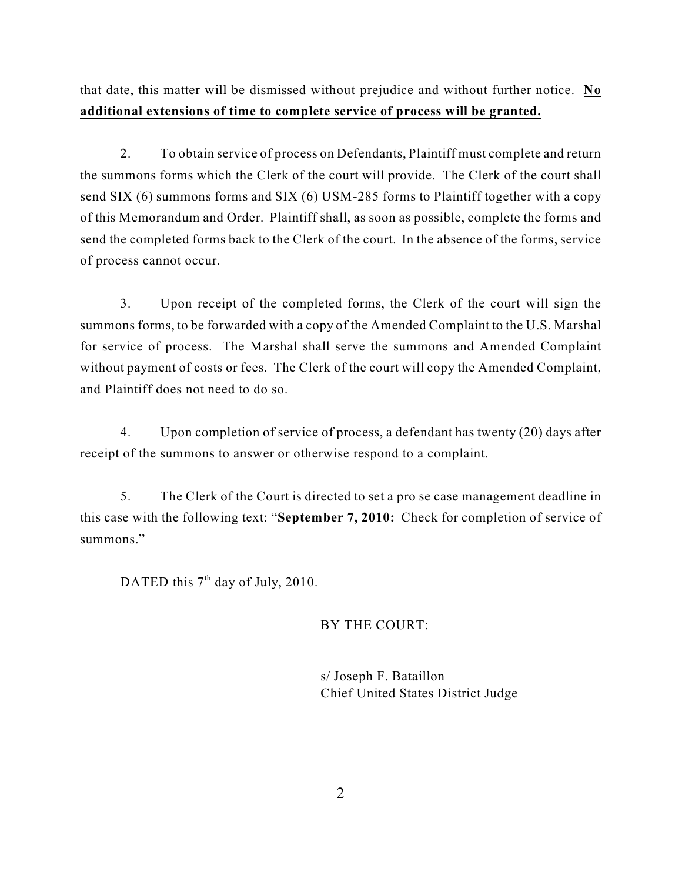that date, this matter will be dismissed without prejudice and without further notice. **No additional extensions of time to complete service of process will be granted.**

2. To obtain service of process on Defendants, Plaintiff must complete and return the summons forms which the Clerk of the court will provide. The Clerk of the court shall send SIX (6) summons forms and SIX (6) USM-285 forms to Plaintiff together with a copy of this Memorandum and Order. Plaintiff shall, as soon as possible, complete the forms and send the completed forms back to the Clerk of the court. In the absence of the forms, service of process cannot occur.

3. Upon receipt of the completed forms, the Clerk of the court will sign the summons forms, to be forwarded with a copy of the Amended Complaint to the U.S. Marshal for service of process. The Marshal shall serve the summons and Amended Complaint without payment of costs or fees. The Clerk of the court will copy the Amended Complaint, and Plaintiff does not need to do so.

4. Upon completion of service of process, a defendant has twenty (20) days after receipt of the summons to answer or otherwise respond to a complaint.

5. The Clerk of the Court is directed to set a pro se case management deadline in this case with the following text: "**September 7, 2010:** Check for completion of service of summons."

DATED this 7th day of July, 2010.

BY THE COURT:

s/ Joseph F. Bataillon
Chief United States District Judge